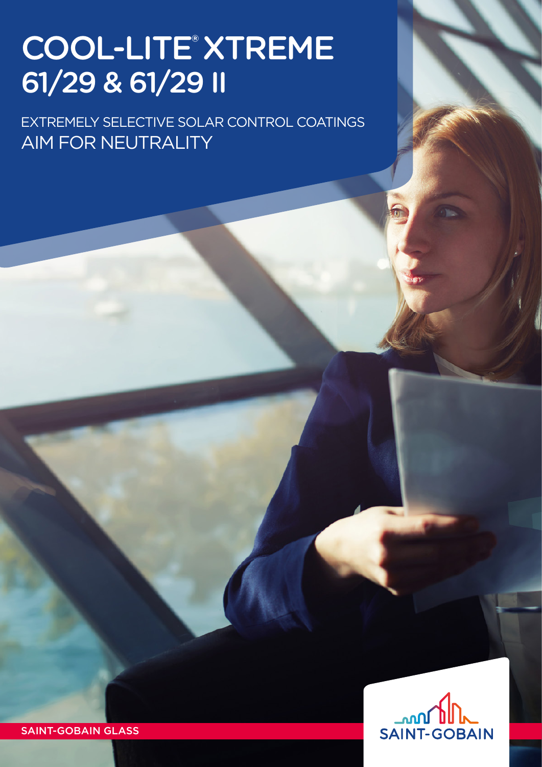# COOL-LITE® XTREME 61/29 & 61/29 II

EXTREMELY SELECTIVE SOLAR CONTROL COATINGS
AIM FOR NEUTRALITY

SAINT-GOBAIN GLASS

SAINT-GOBAIN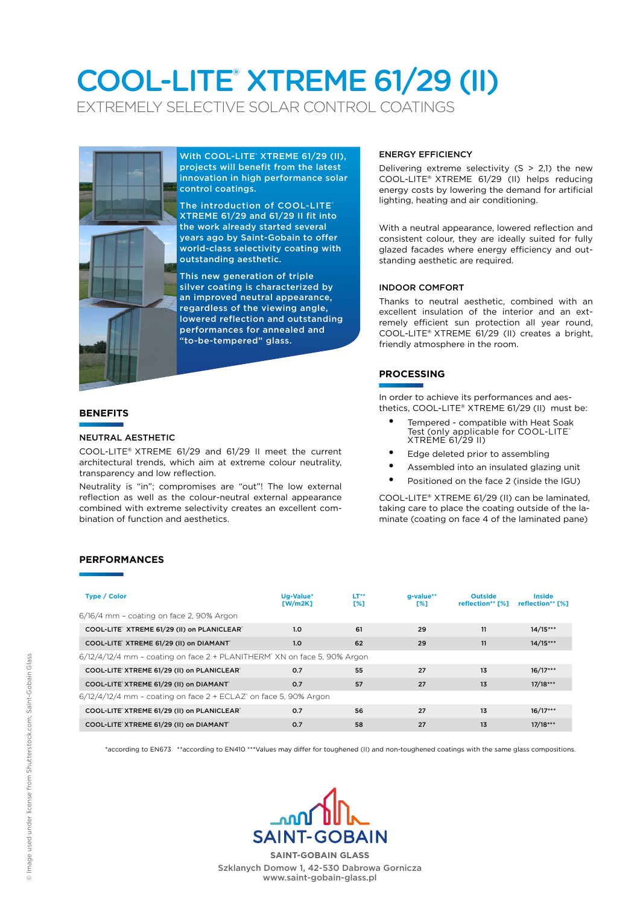# COOL-LITE® XTREME 61/29 (II)

EXTREMELY SELECTIVE SOLAR CONTROL COATINGS

With COOL-LITE® XTREME 61/29 (II), projects will benefit from the latest innovation in high performance solar control coatings.

The introduction of COOL-LITE® XTREME 61/29 and 61/29 II fit into the work already started several years ago by Saint-Gobain to offer world-class selectivity coating with outstanding aesthetic.

This new generation of triple silver coating is characterized by an improved neutral appearance, regardless of the viewing angle, lowered reflection and outstanding performances for annealed and "to-be-tempered" glass.

## BENEFITS

### NEUTRAL AESTHETIC

COOL-LITE® XTREME 61/29 and 61/29 II meet the current architectural trends, which aim at extreme colour neutrality, transparency and low reflection.

Neutrality is "in"; compromises are "out"! The low external reflection as well as the colour-neutral external appearance combined with extreme selectivity creates an excellent combination of function and aesthetics.

### ENERGY EFFICIENCY

Delivering extreme selectivity (S > 2,1) the new COOL-LITE® XTREME 61/29 (II) helps reducing energy costs by lowering the demand for artificial lighting, heating and air conditioning.

With a neutral appearance, lowered reflection and consistent colour, they are ideally suited for fully glazed facades where energy efficiency and outstanding aesthetic are required.

### INDOOR COMFORT

Thanks to neutral aesthetic, combined with an excellent insulation of the interior and an extremely efficient sun protection all year round, COOL-LITE® XTREME 61/29 (II) creates a bright, friendly atmosphere in the room.

## PROCESSING

In order to achieve its performances and aesthetics, COOL-LITE® XTREME 61/29 (II) must be:

- Tempered - compatible with Heat Soak Test (only applicable for COOL-LITE® XTREME 61/29 II)
- Edge deleted prior to assembling
- Assembled into an insulated glazing unit
- Positioned on the face 2 (inside the IGU)

COOL-LITE® XTREME 61/29 (II) can be laminated, taking care to place the coating outside of the laminate (coating on face 4 of the laminated pane)

## PERFORMANCES

| Type / Color | Ug-Value* [W/m2K] | LT** [%] | g-value** [%] | Outside reflection** [%] | Inside reflection** [%] |
|---|---|---|---|---|---|
| 6/16/4 mm – coating on face 2, 90% Argon | | | | | |
| COOL-LITE® XTREME 61/29 (II) on PLANICLEAR® | 1.0 | 61 | 29 | 11 | 14/15*** |
| COOL-LITE® XTREME 61/29 (II) on DIAMANT® | 1.0 | 62 | 29 | 11 | 14/15*** |
| 6/12/4/12/4 mm – coating on face 2 + PLANITHERM® XN on face 5, 90% Argon | | | | | |
| COOL-LITE® XTREME 61/29 (II) on PLANICLEAR® | 0.7 | 55 | 27 | 13 | 16/17*** |
| COOL-LITE® XTREME 61/29 (II) on DIAMANT® | 0.7 | 57 | 27 | 13 | 17/18*** |
| 6/12/4/12/4 mm – coating on face 2 + ECLAZ® on face 5, 90% Argon | | | | | |
| COOL-LITE® XTREME 61/29 (II) on PLANICLEAR® | 0.7 | 56 | 27 | 13 | 16/17*** |
| COOL-LITE® XTREME 61/29 (II) on DIAMANT® | 0.7 | 58 | 27 | 13 | 17/18*** |

*according to EN673 **according to EN410 ***Values may differ for toughened (II) and non-toughened coatings with the same glass compositions.

SAINT-GOBAIN

SAINT-GOBAIN GLASS
Szklanych Domow 1, 42-530 Dabrowa Gornicza
www.saint-gobain-glass.pl

© Image used under license from Shutterstock.com; Saint-Gobain Glass